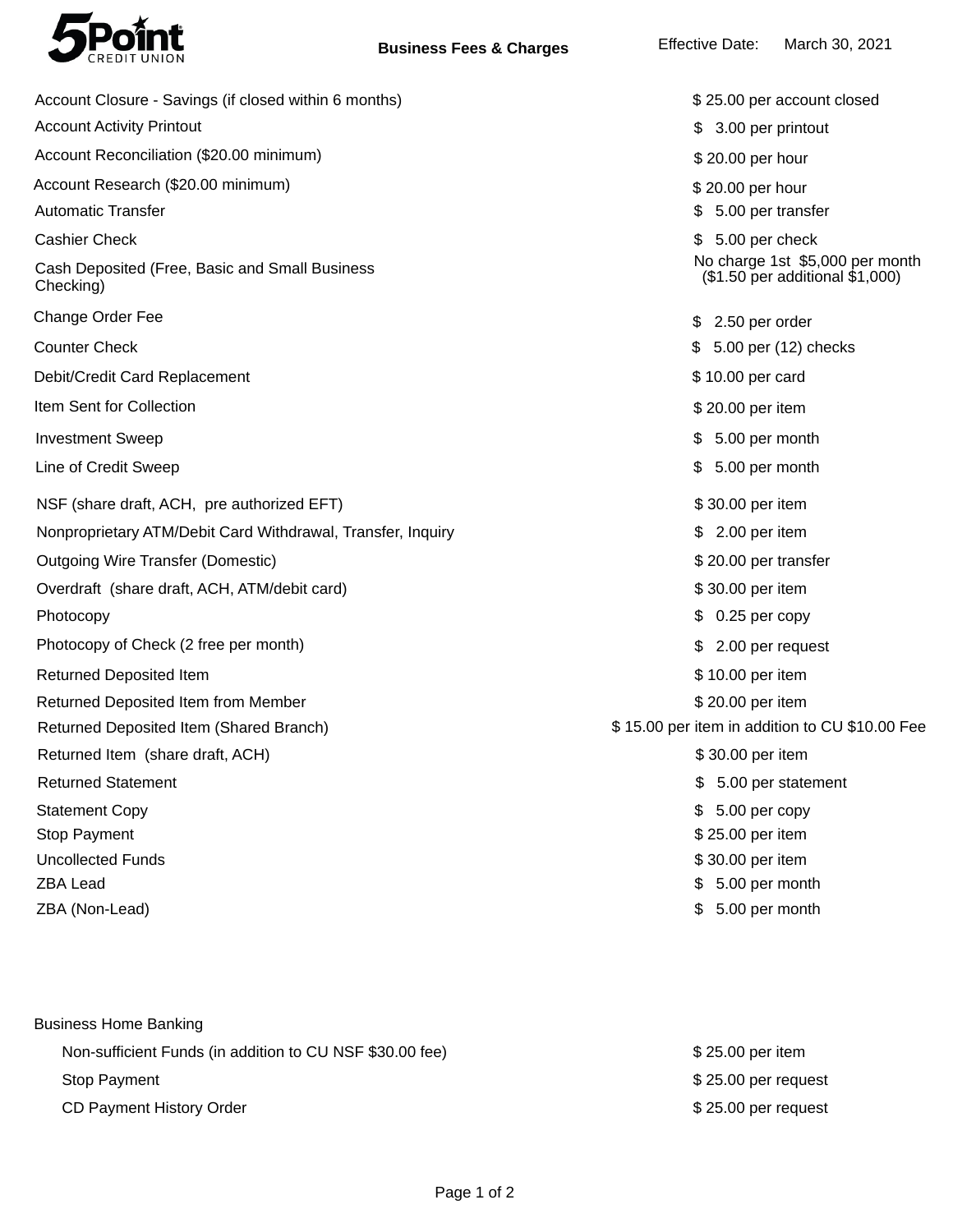# 5Point Credit Union

## Business Fees & Charges

Effective Date: March 30, 2021

| Service | Fee |
|---|---|
| Account Closure - Savings (if closed within 6 months) | $ 25.00 per account closed |
| Account Activity Printout | $ 3.00 per printout |
| Account Reconciliation ($20.00 minimum) | $ 20.00 per hour |
| Account Research ($20.00 minimum) | $ 20.00 per hour |
| Automatic Transfer | $ 5.00 per transfer |
| Cashier Check | $ 5.00 per check |
| Cash Deposited (Free, Basic and Small Business Checking) | No charge 1st $5,000 per month ($1.50 per additional $1,000) |
| Change Order Fee | $ 2.50 per order |
| Counter Check | $ 5.00 per (12) checks |
| Debit/Credit Card Replacement | $ 10.00 per card |
| Item Sent for Collection | $ 20.00 per item |
| Investment Sweep | $ 5.00 per month |
| Line of Credit Sweep | $ 5.00 per month |
| NSF (share draft, ACH, pre authorized EFT) | $ 30.00 per item |
| Nonproprietary ATM/Debit Card Withdrawal, Transfer, Inquiry | $ 2.00 per item |
| Outgoing Wire Transfer (Domestic) | $ 20.00 per transfer |
| Overdraft (share draft, ACH, ATM/debit card) | $ 30.00 per item |
| Photocopy | $ 0.25 per copy |
| Photocopy of Check (2 free per month) | $ 2.00 per request |
| Returned Deposited Item | $ 10.00 per item |
| Returned Deposited Item from Member | $ 20.00 per item |
| Returned Deposited Item (Shared Branch) | $ 15.00 per item in addition to CU $10.00 Fee |
| Returned Item (share draft, ACH) | $ 30.00 per item |
| Returned Statement | $ 5.00 per statement |
| Statement Copy | $ 5.00 per copy |
| Stop Payment | $ 25.00 per item |
| Uncollected Funds | $ 30.00 per item |
| ZBA Lead | $ 5.00 per month |
| ZBA (Non-Lead) | $ 5.00 per month |

### Business Home Banking

| Service | Fee |
|---|---|
| Non-sufficient Funds (in addition to CU NSF $30.00 fee) | $ 25.00 per item |
| Stop Payment | $ 25.00 per request |
| CD Payment History Order | $ 25.00 per request |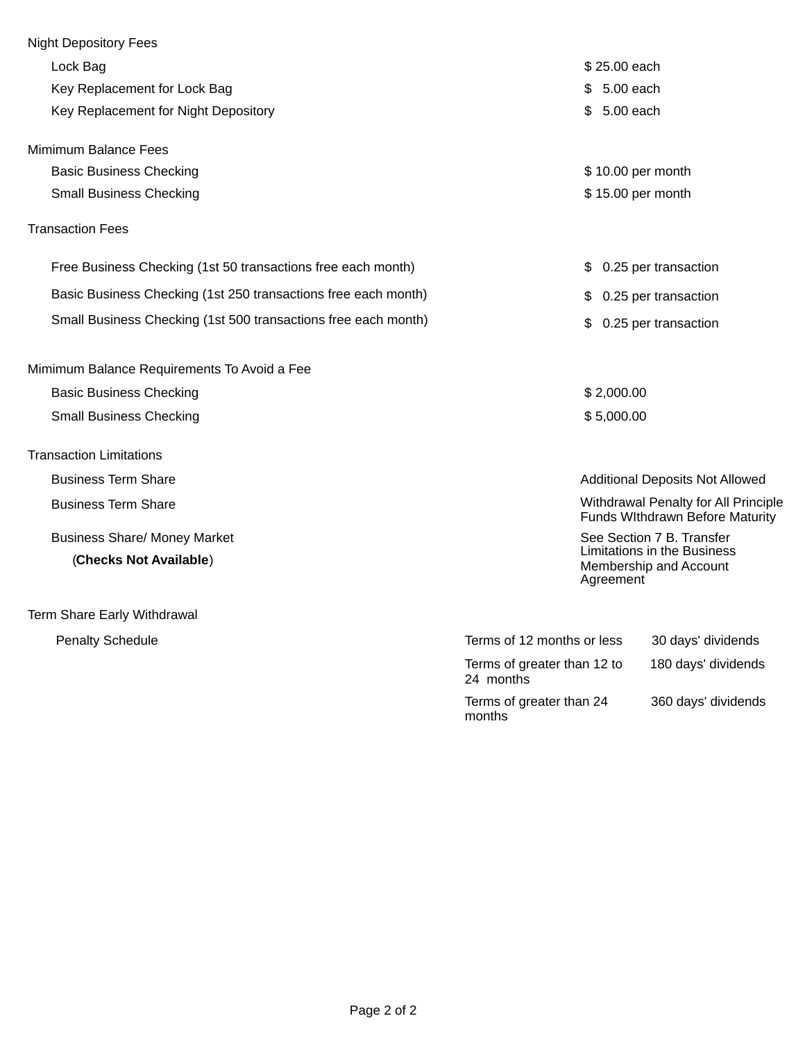## Night Depository Fees

| | |
|---|---|
| Lock Bag | $ 25.00 each |
| Key Replacement for Lock Bag | $ 5.00 each |
| Key Replacement for Night Depository | $ 5.00 each |

## Mimimum Balance Fees

| | |
|---|---|
| Basic Business Checking | $ 10.00 per month |
| Small Business Checking | $ 15.00 per month |

## Transaction Fees

| | |
|---|---|
| Free Business Checking (1st 50 transactions free each month) | $ 0.25 per transaction |
| Basic Business Checking (1st 250 transactions free each month) | $ 0.25 per transaction |
| Small Business Checking (1st 500 transactions free each month) | $ 0.25 per transaction |

## Mimimum Balance Requirements To Avoid a Fee

| | |
|---|---|
| Basic Business Checking | $ 2,000.00 |
| Small Business Checking | $ 5,000.00 |

## Transaction Limitations

| | |
|---|---|
| Business Term Share | Additional Deposits Not Allowed |
| Business Term Share | Withdrawal Penalty for All Principle Funds WIthdrawn Before Maturity |
| Business Share/ Money Market (**Checks Not Available**) | See Section 7 B. Transfer Limitations in the Business Membership and Account Agreement |

## Term Share Early Withdrawal

| | | |
|---|---|---|
| Penalty Schedule | Terms of 12 months or less | 30 days' dividends |
| | Terms of greater than 12 to 24 months | 180 days' dividends |
| | Terms of greater than 24 months | 360 days' dividends |